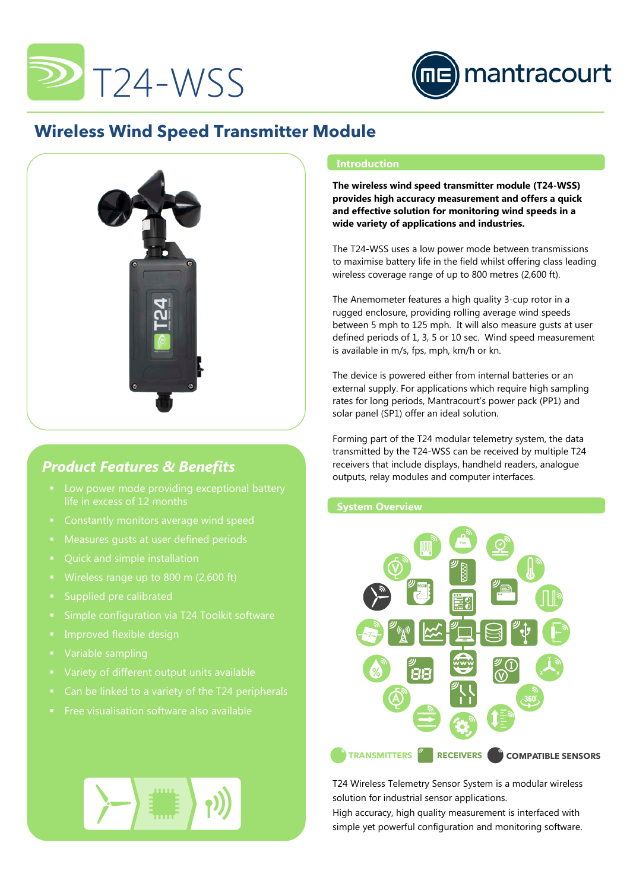# T24-WSS

mantracourt

## Wireless Wind Speed Transmitter Module

## Introduction

**The wireless wind speed transmitter module (T24-WSS) provides high accuracy measurement and offers a quick and effective solution for monitoring wind speeds in a wide variety of applications and industries.**

The T24-WSS uses a low power mode between transmissions to maximise battery life in the field whilst offering class leading wireless coverage range of up to 800 metres (2,600 ft).

The Anemometer features a high quality 3-cup rotor in a rugged enclosure, providing rolling average wind speeds between 5 mph to 125 mph. It will also measure gusts at user defined periods of 1, 3, 5 or 10 sec. Wind speed measurement is available in m/s, fps, mph, km/h or kn.

The device is powered either from internal batteries or an external supply. For applications which require high sampling rates for long periods, Mantracourt's power pack (PP1) and solar panel (SP1) offer an ideal solution.

Forming part of the T24 modular telemetry system, the data transmitted by the T24-WSS can be received by multiple T24 receivers that include displays, handheld readers, analogue outputs, relay modules and computer interfaces.

## Product Features & Benefits

- Low power mode providing exceptional battery life in excess of 12 months
- Constantly monitors average wind speed
- Measures gusts at user defined periods
- Quick and simple installation
- Wireless range up to 800 m (2,600 ft)
- Supplied pre calibrated
- Simple configuration via T24 Toolkit software
- Improved flexible design
- Variable sampling
- Variety of different output units available
- Can be linked to a variety of the T24 peripherals
- Free visualisation software also available

## System Overview

TRANSMITTERS RECEIVERS COMPATIBLE SENSORS

T24 Wireless Telemetry Sensor System is a modular wireless solution for industrial sensor applications.
High accuracy, high quality measurement is interfaced with simple yet powerful configuration and monitoring software.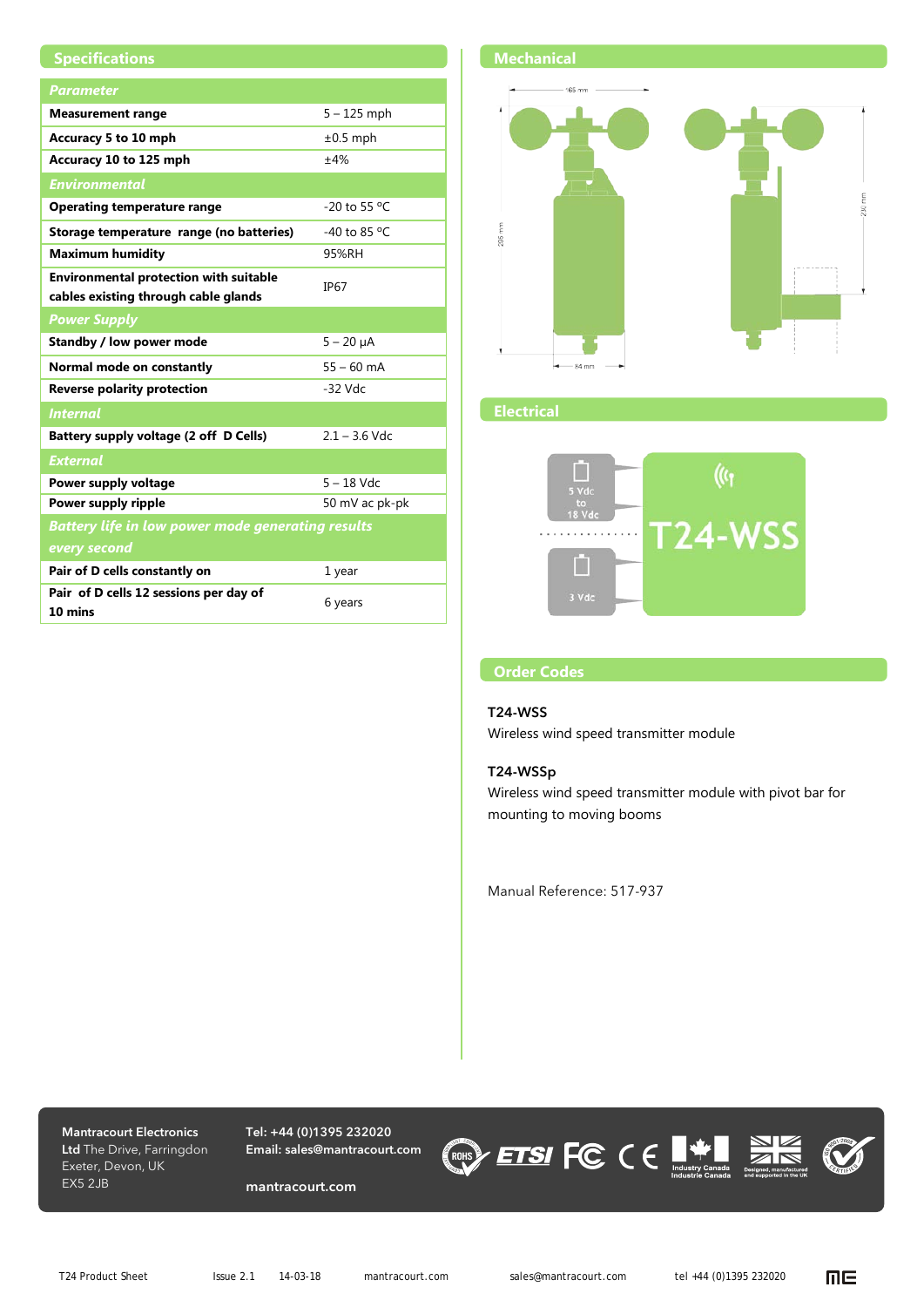## Specifications

| Parameter | |
|---|---|
| **Measurement range** | 5 – 125 mph |
| **Accuracy 5 to 10 mph** | ±0.5 mph |
| **Accuracy 10 to 125 mph** | ±4% |
| ***Environmental*** | |
| **Operating temperature range** | -20 to 55 ºC |
| **Storage temperature range (no batteries)** | -40 to 85 ºC |
| **Maximum humidity** | 95%RH |
| **Environmental protection with suitable cables existing through cable glands** | IP67 |
| ***Power Supply*** | |
| **Standby / low power mode** | 5 – 20 µA |
| **Normal mode on constantly** | 55 – 60 mA |
| **Reverse polarity protection** | -32 Vdc |
| ***Internal*** | |
| **Battery supply voltage (2 off D Cells)** | 2.1 – 3.6 Vdc |
| ***External*** | |
| **Power supply voltage** | 5 – 18 Vdc |
| **Power supply ripple** | 50 mV ac pk-pk |
| ***Battery life in low power mode generating results every second*** | |
| **Pair of D cells constantly on** | 1 year |
| **Pair of D cells 12 sessions per day of 10 mins** | 6 years |

## Mechanical

165 mm
84 mm
205 mm
230 mm

## Electrical

5 Vdc to 18 Vdc
3 Vdc
T24-WSS

## Order Codes

**T24-WSS**
Wireless wind speed transmitter module

**T24-WSSp**
Wireless wind speed transmitter module with pivot bar for mounting to moving booms

Manual Reference: 517-937

**Mantracourt Electronics Ltd** The Drive, Farringdon
Exeter, Devon, UK
EX5 2JB

**Tel: +44 (0)1395 232020**
**Email: sales@mantracourt.com**

**mantracourt.com**